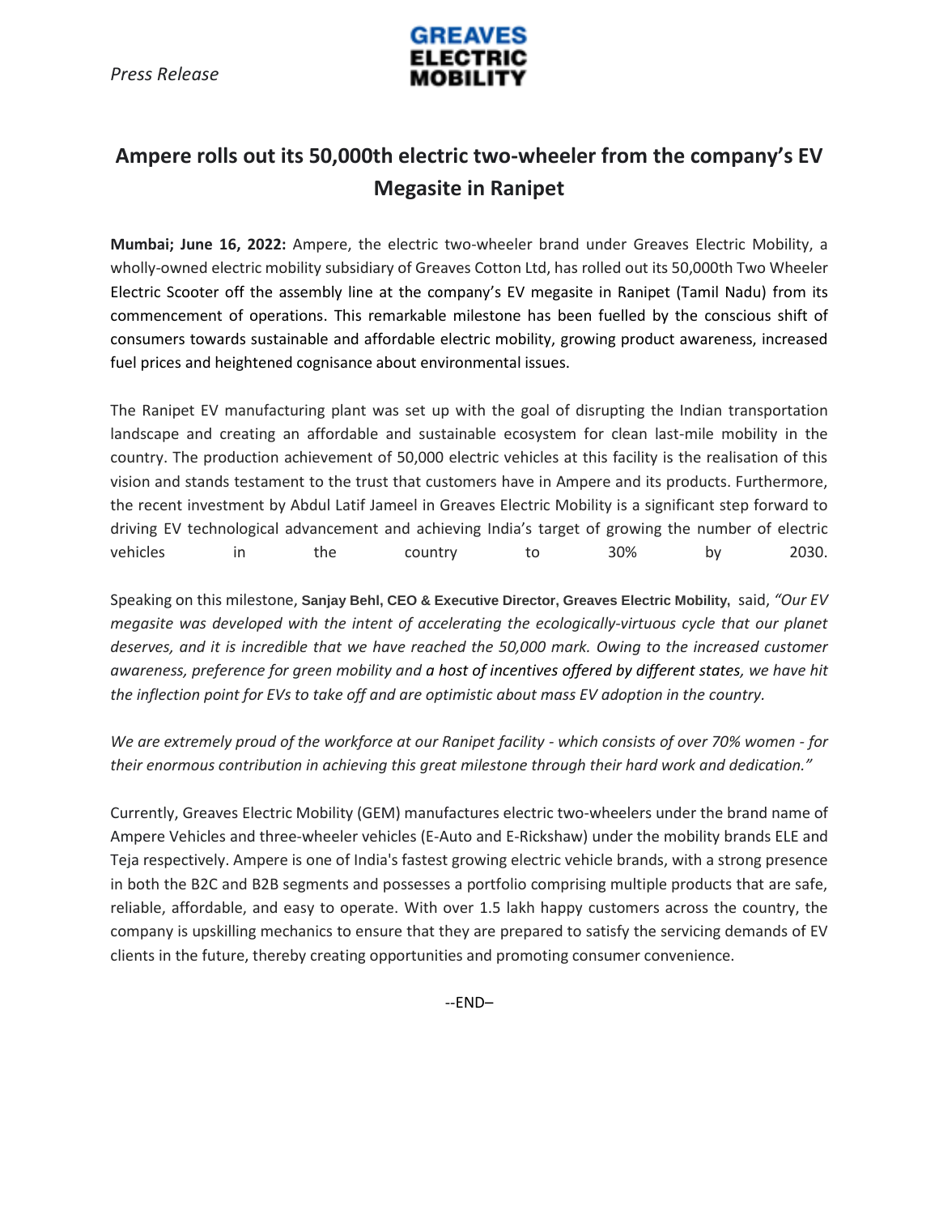*Press Release*

GREAVES ELECTRIC MOBILITY

# Ampere rolls out its 50,000th electric two-wheeler from the company's EV Megasite in Ranipet

**Mumbai; June 16, 2022:** Ampere, the electric two-wheeler brand under Greaves Electric Mobility, a wholly-owned electric mobility subsidiary of Greaves Cotton Ltd, has rolled out its 50,000th Two Wheeler Electric Scooter off the assembly line at the company's EV megasite in Ranipet (Tamil Nadu) from its commencement of operations. This remarkable milestone has been fuelled by the conscious shift of consumers towards sustainable and affordable electric mobility, growing product awareness, increased fuel prices and heightened cognisance about environmental issues.

The Ranipet EV manufacturing plant was set up with the goal of disrupting the Indian transportation landscape and creating an affordable and sustainable ecosystem for clean last-mile mobility in the country. The production achievement of 50,000 electric vehicles at this facility is the realisation of this vision and stands testament to the trust that customers have in Ampere and its products. Furthermore, the recent investment by Abdul Latif Jameel in Greaves Electric Mobility is a significant step forward to driving EV technological advancement and achieving India's target of growing the number of electric vehicles in the country to 30% by 2030.

Speaking on this milestone, **Sanjay Behl, CEO & Executive Director, Greaves Electric Mobility,** said, *"Our EV megasite was developed with the intent of accelerating the ecologically-virtuous cycle that our planet deserves, and it is incredible that we have reached the 50,000 mark. Owing to the increased customer awareness, preference for green mobility and a host of incentives offered by different states, we have hit the inflection point for EVs to take off and are optimistic about mass EV adoption in the country.*

*We are extremely proud of the workforce at our Ranipet facility - which consists of over 70% women - for their enormous contribution in achieving this great milestone through their hard work and dedication."*

Currently, Greaves Electric Mobility (GEM) manufactures electric two-wheelers under the brand name of Ampere Vehicles and three-wheeler vehicles (E-Auto and E-Rickshaw) under the mobility brands ELE and Teja respectively. Ampere is one of India's fastest growing electric vehicle brands, with a strong presence in both the B2C and B2B segments and possesses a portfolio comprising multiple products that are safe, reliable, affordable, and easy to operate. With over 1.5 lakh happy customers across the country, the company is upskilling mechanics to ensure that they are prepared to satisfy the servicing demands of EV clients in the future, thereby creating opportunities and promoting consumer convenience.

--END–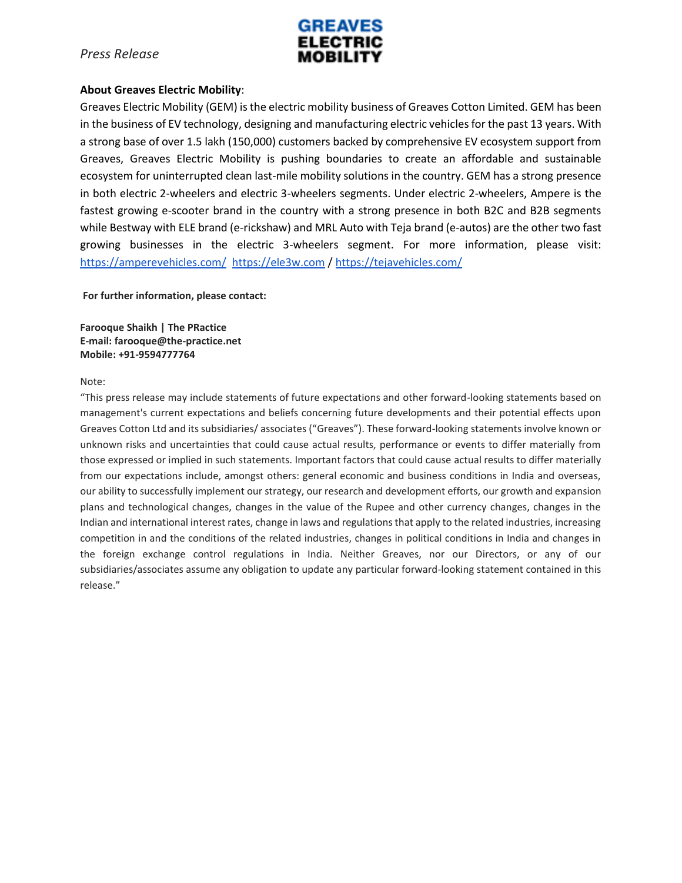*Press Release*

GREAVES ELECTRIC MOBILITY

**About Greaves Electric Mobility**:

Greaves Electric Mobility (GEM) is the electric mobility business of Greaves Cotton Limited. GEM has been in the business of EV technology, designing and manufacturing electric vehicles for the past 13 years. With a strong base of over 1.5 lakh (150,000) customers backed by comprehensive EV ecosystem support from Greaves, Greaves Electric Mobility is pushing boundaries to create an affordable and sustainable ecosystem for uninterrupted clean last-mile mobility solutions in the country. GEM has a strong presence in both electric 2-wheelers and electric 3-wheelers segments. Under electric 2-wheelers, Ampere is the fastest growing e-scooter brand in the country with a strong presence in both B2C and B2B segments while Bestway with ELE brand (e-rickshaw) and MRL Auto with Teja brand (e-autos) are the other two fast growing businesses in the electric 3-wheelers segment. For more information, please visit: https://amperevehicles.com/ https://ele3w.com / https://tejavehicles.com/

**For further information, please contact:**

**Farooque Shaikh | The PRactice**
**E-mail: farooque@the-practice.net**
**Mobile: +91-9594777764**

Note:

"This press release may include statements of future expectations and other forward-looking statements based on management's current expectations and beliefs concerning future developments and their potential effects upon Greaves Cotton Ltd and its subsidiaries/ associates ("Greaves"). These forward-looking statements involve known or unknown risks and uncertainties that could cause actual results, performance or events to differ materially from those expressed or implied in such statements. Important factors that could cause actual results to differ materially from our expectations include, amongst others: general economic and business conditions in India and overseas, our ability to successfully implement our strategy, our research and development efforts, our growth and expansion plans and technological changes, changes in the value of the Rupee and other currency changes, changes in the Indian and international interest rates, change in laws and regulations that apply to the related industries, increasing competition in and the conditions of the related industries, changes in political conditions in India and changes in the foreign exchange control regulations in India. Neither Greaves, nor our Directors, or any of our subsidiaries/associates assume any obligation to update any particular forward-looking statement contained in this release."